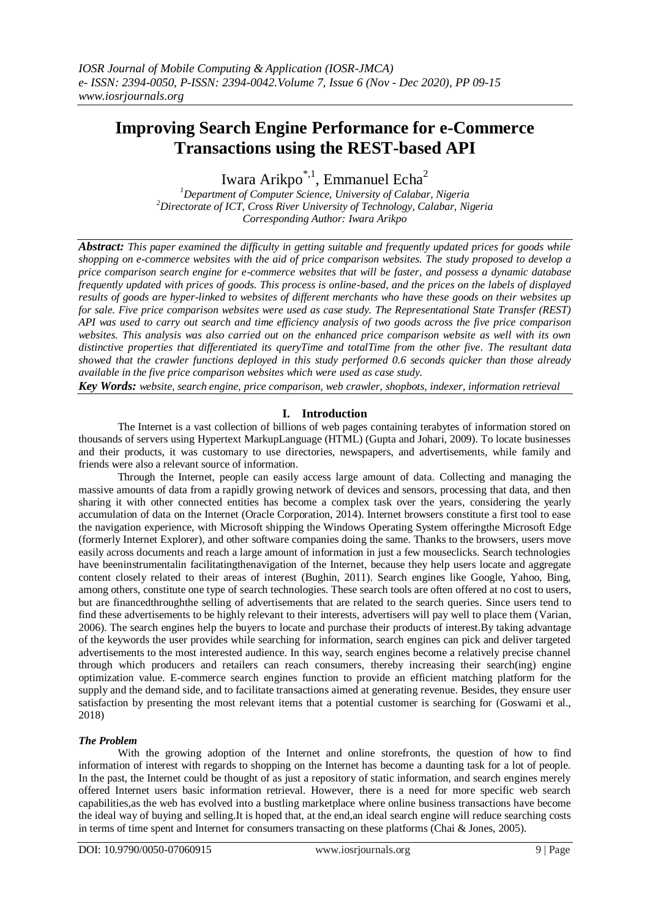# Improving Search Engine Performance for e-Commerce Transactions using the REST-based API

Iwara Arikpo[*,1], Emmanuel Echa[2]

[1]*Department of Computer Science, University of Calabar, Nigeria*
[2]*Directorate of ICT, Cross River University of Technology, Calabar, Nigeria*
*Corresponding Author: Iwara Arikpo*

***Abstract:*** *This paper examined the difficulty in getting suitable and frequently updated prices for goods while shopping on e-commerce websites with the aid of price comparison websites. The study proposed to develop a price comparison search engine for e-commerce websites that will be faster, and possess a dynamic database frequently updated with prices of goods. This process is online-based, and the prices on the labels of displayed results of goods are hyper-linked to websites of different merchants who have these goods on their websites up for sale. Five price comparison websites were used as case study. The Representational State Transfer (REST) API was used to carry out search and time efficiency analysis of two goods across the five price comparison websites. This analysis was also carried out on the enhanced price comparison website as well with its own distinctive properties that differentiated its queryTime and totalTime from the other five. The resultant data showed that the crawler functions deployed in this study performed 0.6 seconds quicker than those already available in the five price comparison websites which were used as case study.*

***Key Words:*** *website, search engine, price comparison, web crawler, shopbots, indexer, information retrieval*

## I. Introduction

The Internet is a vast collection of billions of web pages containing terabytes of information stored on thousands of servers using Hypertext MarkupLanguage (HTML) (Gupta and Johari, 2009). To locate businesses and their products, it was customary to use directories, newspapers, and advertisements, while family and friends were also a relevant source of information.

Through the Internet, people can easily access large amount of data. Collecting and managing the massive amounts of data from a rapidly growing network of devices and sensors, processing that data, and then sharing it with other connected entities has become a complex task over the years, considering the yearly accumulation of data on the Internet (Oracle Corporation, 2014). Internet browsers constitute a first tool to ease the navigation experience, with Microsoft shipping the Windows Operating System offeringthe Microsoft Edge (formerly Internet Explorer), and other software companies doing the same. Thanks to the browsers, users move easily across documents and reach a large amount of information in just a few mouseclicks. Search technologies have beeninstrumentalin facilitatingthenavigation of the Internet, because they help users locate and aggregate content closely related to their areas of interest (Bughin, 2011). Search engines like Google, Yahoo, Bing, among others, constitute one type of search technologies. These search tools are often offered at no cost to users, but are financedthroughthe selling of advertisements that are related to the search queries. Since users tend to find these advertisements to be highly relevant to their interests, advertisers will pay well to place them (Varian, 2006). The search engines help the buyers to locate and purchase their products of interest.By taking advantage of the keywords the user provides while searching for information, search engines can pick and deliver targeted advertisements to the most interested audience. In this way, search engines become a relatively precise channel through which producers and retailers can reach consumers, thereby increasing their search(ing) engine optimization value. E-commerce search engines function to provide an efficient matching platform for the supply and the demand side, and to facilitate transactions aimed at generating revenue. Besides, they ensure user satisfaction by presenting the most relevant items that a potential customer is searching for (Goswami et al., 2018)

### *The Problem*

With the growing adoption of the Internet and online storefronts, the question of how to find information of interest with regards to shopping on the Internet has become a daunting task for a lot of people. In the past, the Internet could be thought of as just a repository of static information, and search engines merely offered Internet users basic information retrieval. However, there is a need for more specific web search capabilities,as the web has evolved into a bustling marketplace where online business transactions have become the ideal way of buying and selling.It is hoped that, at the end,an ideal search engine will reduce searching costs in terms of time spent and Internet for consumers transacting on these platforms (Chai & Jones, 2005).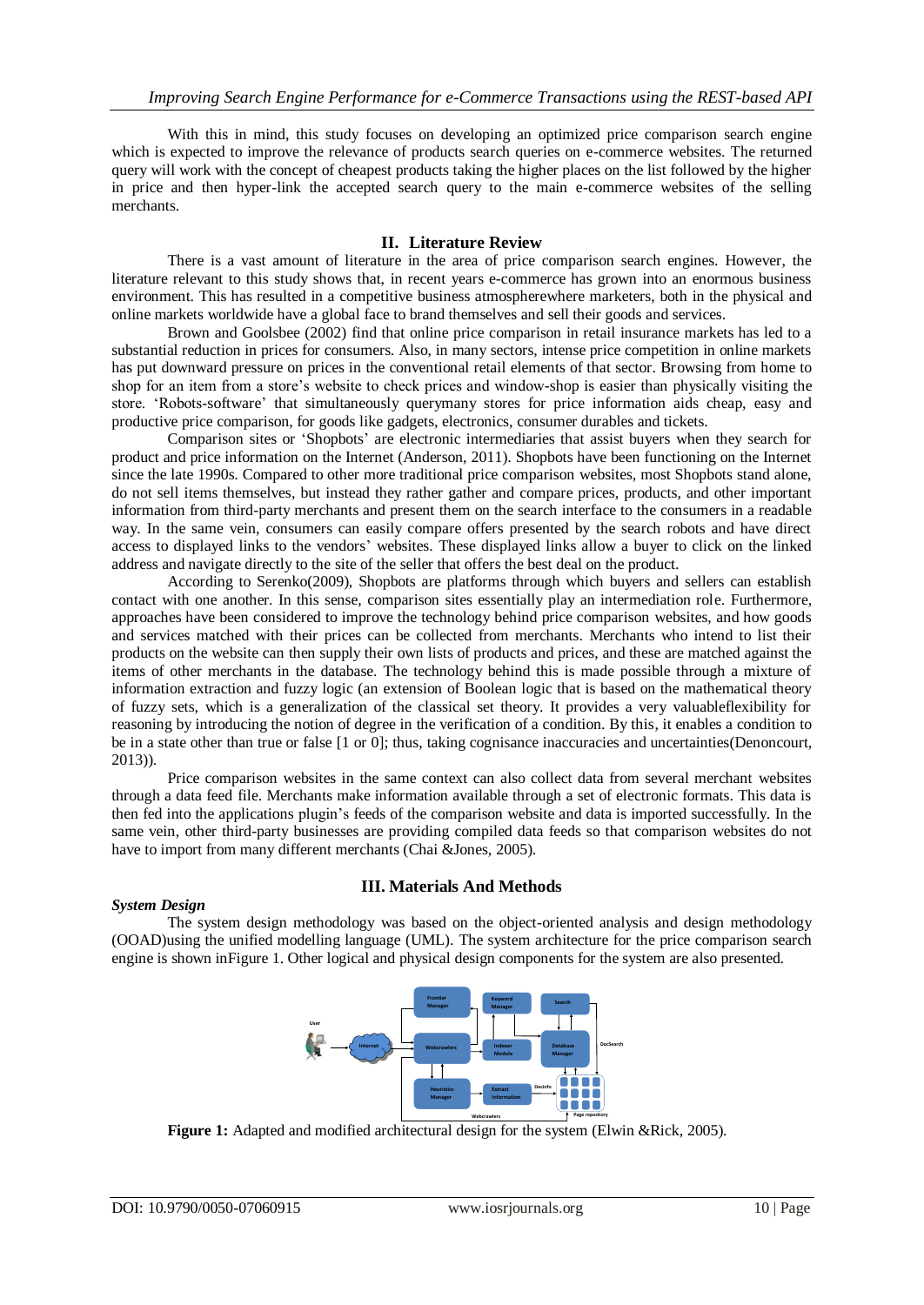With this in mind, this study focuses on developing an optimized price comparison search engine which is expected to improve the relevance of products search queries on e-commerce websites. The returned query will work with the concept of cheapest products taking the higher places on the list followed by the higher in price and then hyper-link the accepted search query to the main e-commerce websites of the selling merchants.

## II. Literature Review

There is a vast amount of literature in the area of price comparison search engines. However, the literature relevant to this study shows that, in recent years e-commerce has grown into an enormous business environment. This has resulted in a competitive business atmospherewhere marketers, both in the physical and online markets worldwide have a global face to brand themselves and sell their goods and services.

Brown and Goolsbee (2002) find that online price comparison in retail insurance markets has led to a substantial reduction in prices for consumers. Also, in many sectors, intense price competition in online markets has put downward pressure on prices in the conventional retail elements of that sector. Browsing from home to shop for an item from a store's website to check prices and window-shop is easier than physically visiting the store. 'Robots-software' that simultaneously querymany stores for price information aids cheap, easy and productive price comparison, for goods like gadgets, electronics, consumer durables and tickets.

Comparison sites or 'Shopbots' are electronic intermediaries that assist buyers when they search for product and price information on the Internet (Anderson, 2011). Shopbots have been functioning on the Internet since the late 1990s. Compared to other more traditional price comparison websites, most Shopbots stand alone, do not sell items themselves, but instead they rather gather and compare prices, products, and other important information from third-party merchants and present them on the search interface to the consumers in a readable way. In the same vein, consumers can easily compare offers presented by the search robots and have direct access to displayed links to the vendors' websites. These displayed links allow a buyer to click on the linked address and navigate directly to the site of the seller that offers the best deal on the product.

According to Serenko(2009), Shopbots are platforms through which buyers and sellers can establish contact with one another. In this sense, comparison sites essentially play an intermediation role. Furthermore, approaches have been considered to improve the technology behind price comparison websites, and how goods and services matched with their prices can be collected from merchants. Merchants who intend to list their products on the website can then supply their own lists of products and prices, and these are matched against the items of other merchants in the database. The technology behind this is made possible through a mixture of information extraction and fuzzy logic (an extension of Boolean logic that is based on the mathematical theory of fuzzy sets, which is a generalization of the classical set theory. It provides a very valuableflexibility for reasoning by introducing the notion of degree in the verification of a condition. By this, it enables a condition to be in a state other than true or false [1 or 0]; thus, taking cognisance inaccuracies and uncertainties(Denoncourt, 2013)).

Price comparison websites in the same context can also collect data from several merchant websites through a data feed file. Merchants make information available through a set of electronic formats. This data is then fed into the applications plugin's feeds of the comparison website and data is imported successfully. In the same vein, other third-party businesses are providing compiled data feeds so that comparison websites do not have to import from many different merchants (Chai &Jones, 2005).

## III. Materials And Methods

### *System Design*

The system design methodology was based on the object-oriented analysis and design methodology (OOAD)using the unified modelling language (UML). The system architecture for the price comparison search engine is shown inFigure 1. Other logical and physical design components for the system are also presented.

**Figure 1:** Adapted and modified architectural design for the system (Elwin &Rick, 2005).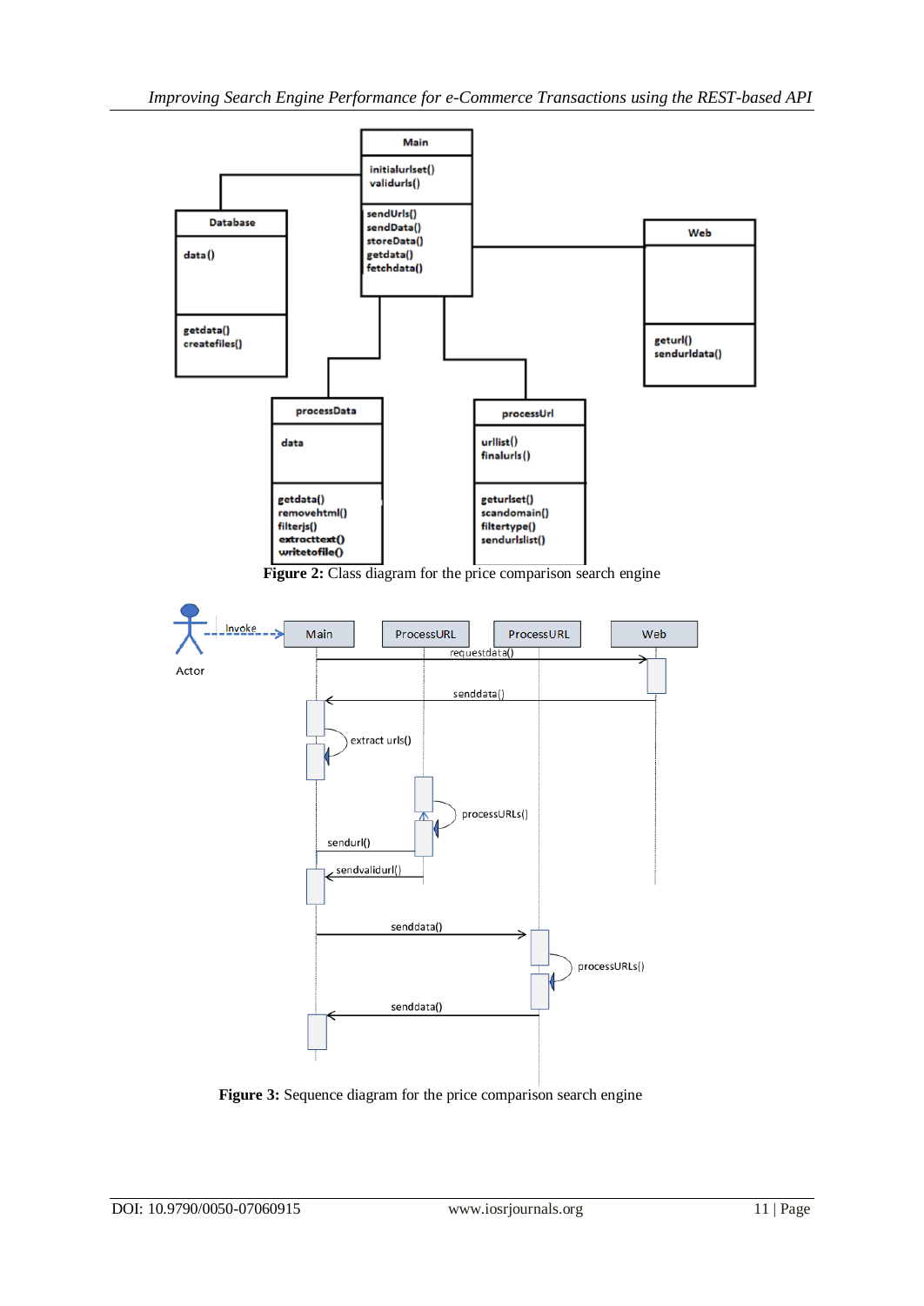**Figure 2:** Class diagram for the price comparison search engine

**Figure 3:** Sequence diagram for the price comparison search engine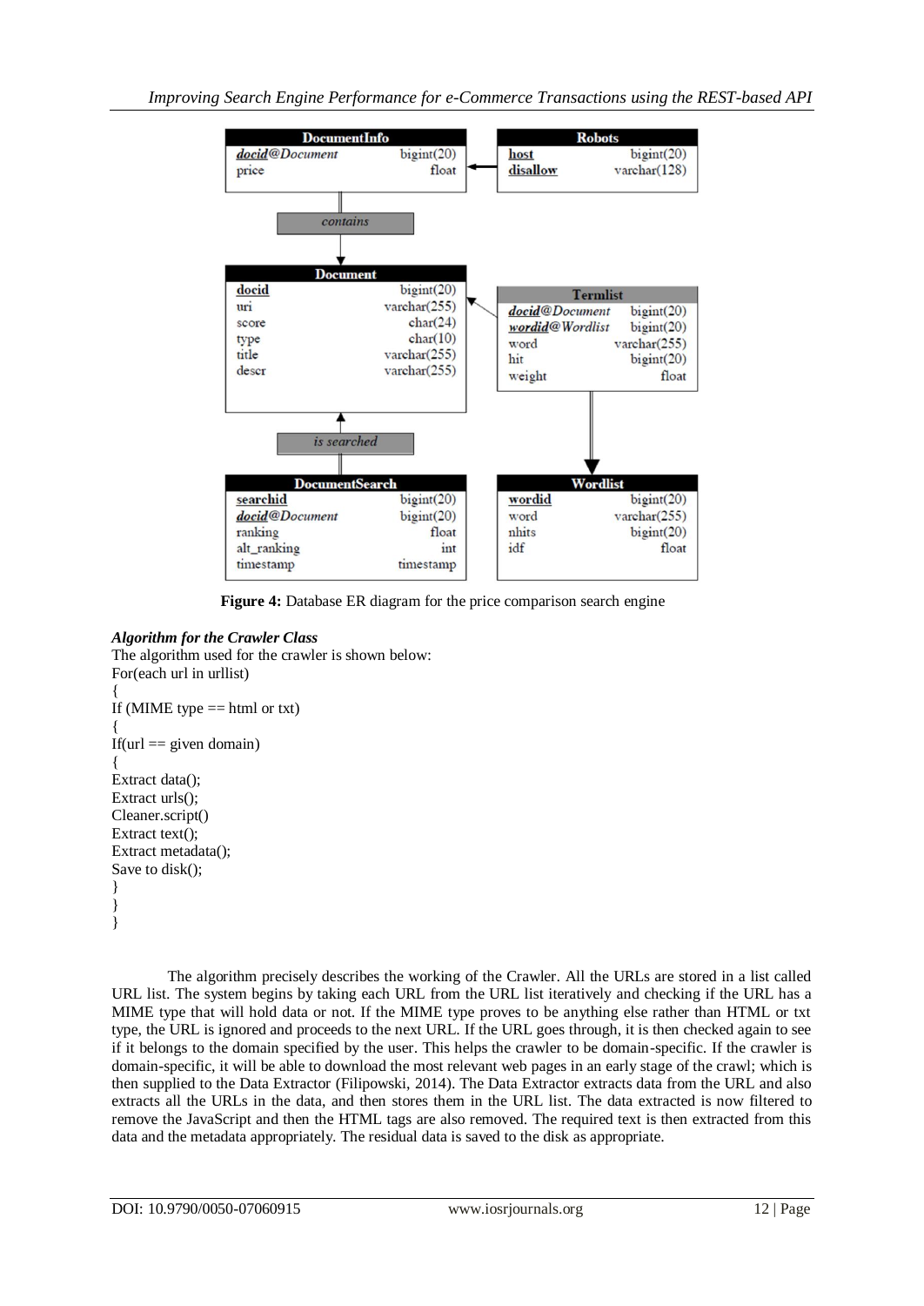| DocumentInfo | |
|---|---|
| ***docid***@*Document* | bigint(20) |
| price | float |

| Robots | |
|---|---|
| **host** | bigint(20) |
| **disallow** | varchar(128) |

*contains*

| Document | |
|---|---|
| **docid** | bigint(20) |
| uri | varchar(255) |
| score | char(24) |
| type | char(10) |
| title | varchar(255) |
| descr | varchar(255) |

| Termlist | |
|---|---|
| ***docid***@*Document* | bigint(20) |
| ***wordid***@*Wordlist* | bigint(20) |
| word | varchar(255) |
| hit | bigint(20) |
| weight | float |

*is searched*

| DocumentSearch | |
|---|---|
| **searchid** | bigint(20) |
| ***docid***@*Document* | bigint(20) |
| ranking | float |
| alt_ranking | int |
| timestamp | timestamp |

| Wordlist | |
|---|---|
| **wordid** | bigint(20) |
| word | varchar(255) |
| nhits | bigint(20) |
| idf | float |

**Figure 4:** Database ER diagram for the price comparison search engine

***Algorithm for the Crawler Class***

The algorithm used for the crawler is shown below:

```
For(each url in urllist)
{
If (MIME type == html or txt)
{
If(url == given domain)
{
Extract data();
Extract urls();
Cleaner.script()
Extract text();
Extract metadata();
Save to disk();
}
}
}
```

The algorithm precisely describes the working of the Crawler. All the URLs are stored in a list called URL list. The system begins by taking each URL from the URL list iteratively and checking if the URL has a MIME type that will hold data or not. If the MIME type proves to be anything else rather than HTML or txt type, the URL is ignored and proceeds to the next URL. If the URL goes through, it is then checked again to see if it belongs to the domain specified by the user. This helps the crawler to be domain-specific. If the crawler is domain-specific, it will be able to download the most relevant web pages in an early stage of the crawl; which is then supplied to the Data Extractor (Filipowski, 2014). The Data Extractor extracts data from the URL and also extracts all the URLs in the data, and then stores them in the URL list. The data extracted is now filtered to remove the JavaScript and then the HTML tags are also removed. The required text is then extracted from this data and the metadata appropriately. The residual data is saved to the disk as appropriate.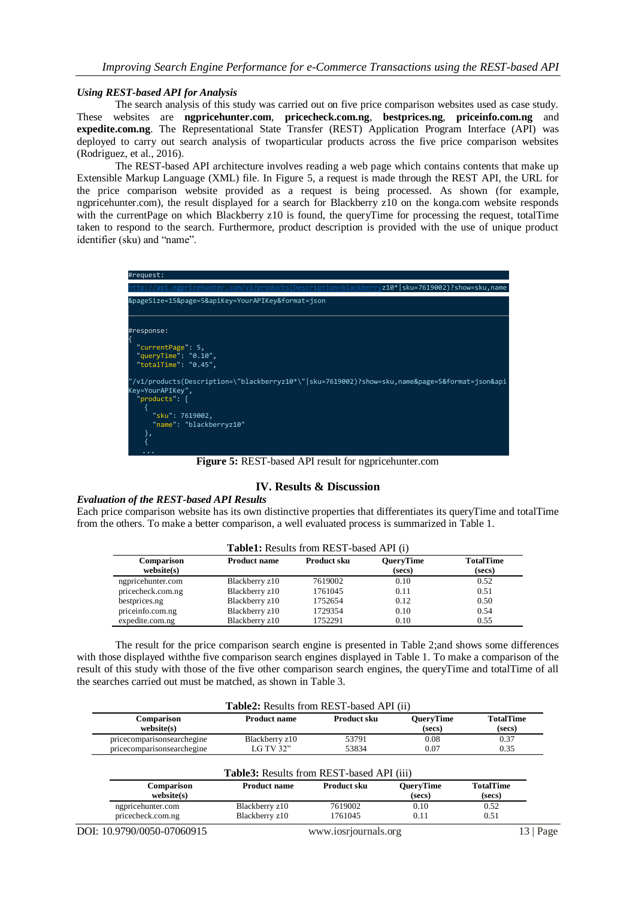### *Using REST-based API for Analysis*

The search analysis of this study was carried out on five price comparison websites used as case study. These websites are **ngpricehunter.com**, **pricecheck.com.ng**, **bestprices.ng**, **priceinfo.com.ng** and **expedite.com.ng**. The Representational State Transfer (REST) Application Program Interface (API) was deployed to carry out search analysis of twoparticular products across the five price comparison websites (Rodriguez, et al., 2016).

The REST-based API architecture involves reading a web page which contains contents that make up Extensible Markup Language (XML) file. In Figure 5, a request is made through the REST API, the URL for the price comparison website provided as a request is being processed. As shown (for example, ngpricehunter.com), the result displayed for a search for Blackberry z10 on the konga.com website responds with the currentPage on which Blackberry z10 is found, the queryTime for processing the request, totalTime taken to respond to the search. Furthermore, product description is provided with the use of unique product identifier (sku) and "name".

```
#request:
http://api.ngpricehunter.com/v1/products(Description=blackberryz10*|sku=7619002)?show=sku,name
&pageSize=15&page=5&apiKey=YourAPIKey&format=json

#response:
{
  "currentPage": 5,
  "queryTime": "0.10",
  "totalTime": "0.45",
"/v1/products(Description=\"blackberryz10*\"|sku=7619002)?show=sku,name&page=5&format=json&api
Key=YourAPIKey",
  "products": [
    {
      "sku": 7619002,
      "name": "blackberryz10"
    },
    {
    ...
```

**Figure 5:** REST-based API result for ngpricehunter.com

## IV. Results & Discussion

### *Evaluation of the REST-based API Results*

Each price comparison website has its own distinctive properties that differentiates its queryTime and totalTime from the others. To make a better comparison, a well evaluated process is summarized in Table 1.

**Table1:** Results from REST-based API (i)

| Comparison website(s) | Product name | Product sku | QueryTime (secs) | TotalTime (secs) |
|---|---|---|---|---|
| ngpricehunter.com | Blackberry z10 | 7619002 | 0.10 | 0.52 |
| pricecheck.com.ng | Blackberry z10 | 1761045 | 0.11 | 0.51 |
| bestprices.ng | Blackberry z10 | 1752654 | 0.12 | 0.50 |
| priceinfo.com.ng | Blackberry z10 | 1729354 | 0.10 | 0.54 |
| expedite.com.ng | Blackberry z10 | 1752291 | 0.10 | 0.55 |

The result for the price comparison search engine is presented in Table 2;and shows some differences with those displayed withthe five comparison search engines displayed in Table 1. To make a comparison of the result of this study with those of the five other comparison search engines, the queryTime and totalTime of all the searches carried out must be matched, as shown in Table 3.

**Table2:** Results from REST-based API (ii)

| Comparison website(s) | Product name | Product sku | QueryTime (secs) | TotalTime (secs) |
|---|---|---|---|---|
| pricecomparisonsearchegine | Blackberry z10 | 53791 | 0.08 | 0.37 |
| pricecomparisonsearchegine | LG TV 32" | 53834 | 0.07 | 0.35 |

**Table3:** Results from REST-based API (iii)

| Comparison website(s) | Product name | Product sku | QueryTime (secs) | TotalTime (secs) |
|---|---|---|---|---|
| ngpricehunter.com | Blackberry z10 | 7619002 | 0.10 | 0.52 |
| pricecheck.com.ng | Blackberry z10 | 1761045 | 0.11 | 0.51 |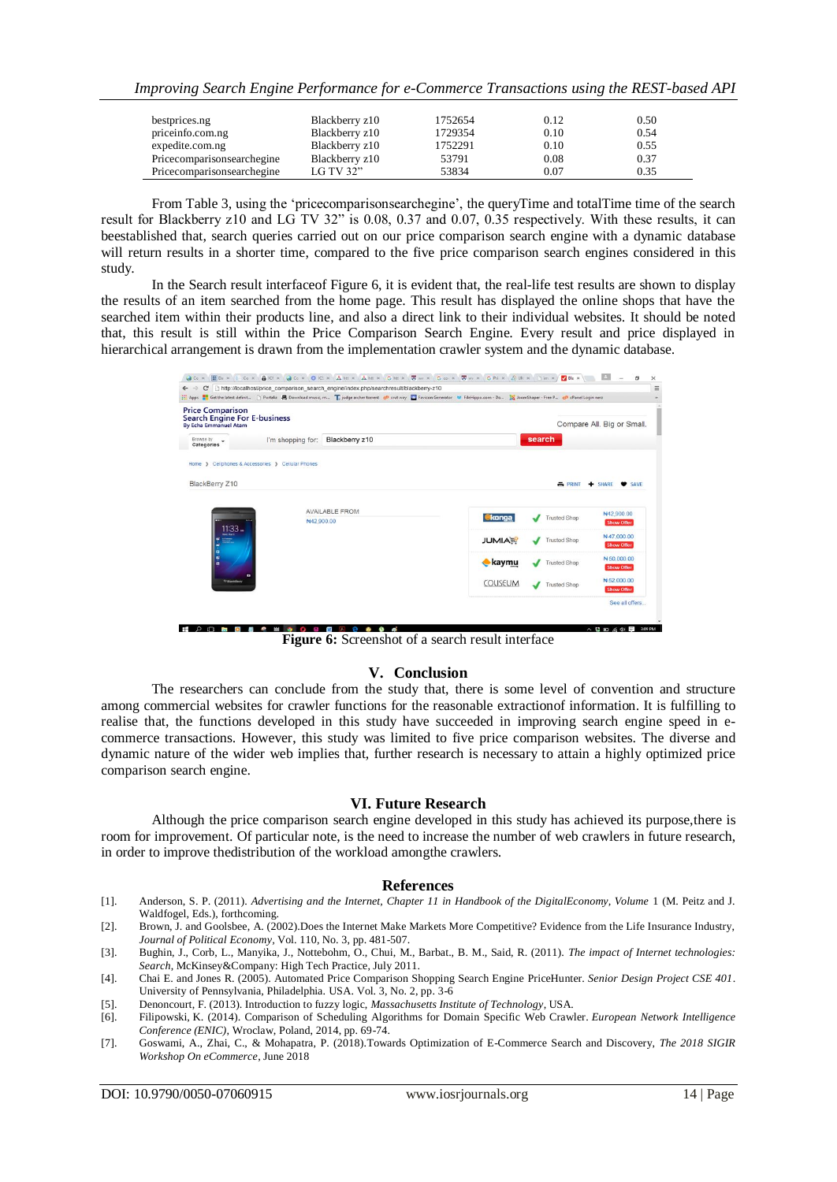| | | | | |
|---|---|---|---|---|
| bestprices.ng | Blackberry z10 | 1752654 | 0.12 | 0.50 |
| priceinfo.com.ng | Blackberry z10 | 1729354 | 0.10 | 0.54 |
| expedite.com.ng | Blackberry z10 | 1752291 | 0.10 | 0.55 |
| Pricecomparisonsearchegine | Blackberry z10 | 53791 | 0.08 | 0.37 |
| Pricecomparisonsearchegine | LG TV 32" | 53834 | 0.07 | 0.35 |

From Table 3, using the 'pricecomparisonsearchegine', the queryTime and totalTime time of the search result for Blackberry z10 and LG TV 32" is 0.08, 0.37 and 0.07, 0.35 respectively. With these results, it can beestablished that, search queries carried out on our price comparison search engine with a dynamic database will return results in a shorter time, compared to the five price comparison search engines considered in this study.

In the Search result interfaceof Figure 6, it is evident that, the real-life test results are shown to display the results of an item searched from the home page. This result has displayed the online shops that have the searched item within their products line, and also a direct link to their individual websites. It should be noted that, this result is still within the Price Comparison Search Engine. Every result and price displayed in hierarchical arrangement is drawn from the implementation crawler system and the dynamic database.

**Figure 6:** Screenshot of a search result interface

## V. Conclusion

The researchers can conclude from the study that, there is some level of convention and structure among commercial websites for crawler functions for the reasonable extractionof information. It is fulfilling to realise that, the functions developed in this study have succeeded in improving search engine speed in e-commerce transactions. However, this study was limited to five price comparison websites. The diverse and dynamic nature of the wider web implies that, further research is necessary to attain a highly optimized price comparison search engine.

## VI. Future Research

Although the price comparison search engine developed in this study has achieved its purpose,there is room for improvement. Of particular note, is the need to increase the number of web crawlers in future research, in order to improve thedistribution of the workload amongthe crawlers.

## References

[1]. Anderson, S. P. (2011). *Advertising and the Internet*, *Chapter 11 in Handbook of the DigitalEconomy*, *Volume* 1 (M. Peitz and J. Waldfogel, Eds.), forthcoming.

[2]. Brown, J. and Goolsbee, A. (2002).Does the Internet Make Markets More Competitive? Evidence from the Life Insurance Industry, *Journal of Political Economy*, Vol. 110, No. 3, pp. 481-507.

[3]. Bughin, J., Corb, L., Manyika, J., Nottebohm, O., Chui, M., Barbat., B. M., Said, R. (2011). *The impact of Internet technologies: Search*, McKinsey&Company: High Tech Practice, July 2011.

[4]. Chai E. and Jones R. (2005). Automated Price Comparison Shopping Search Engine PriceHunter. *Senior Design Project CSE 401*. University of Pennsylvania, Philadelphia. USA. Vol. 3, No. 2, pp. 3-6

[5]. Denoncourt, F. (2013). Introduction to fuzzy logic, *Massachusetts Institute of Technology*, USA.

[6]. Filipowski, K. (2014). Comparison of Scheduling Algorithms for Domain Specific Web Crawler. *European Network Intelligence Conference (ENIC)*, Wroclaw, Poland, 2014, pp. 69-74.

[7]. Goswami, A., Zhai, C., & Mohapatra, P. (2018).Towards Optimization of E-Commerce Search and Discovery, *The 2018 SIGIR Workshop On eCommerce*, June 2018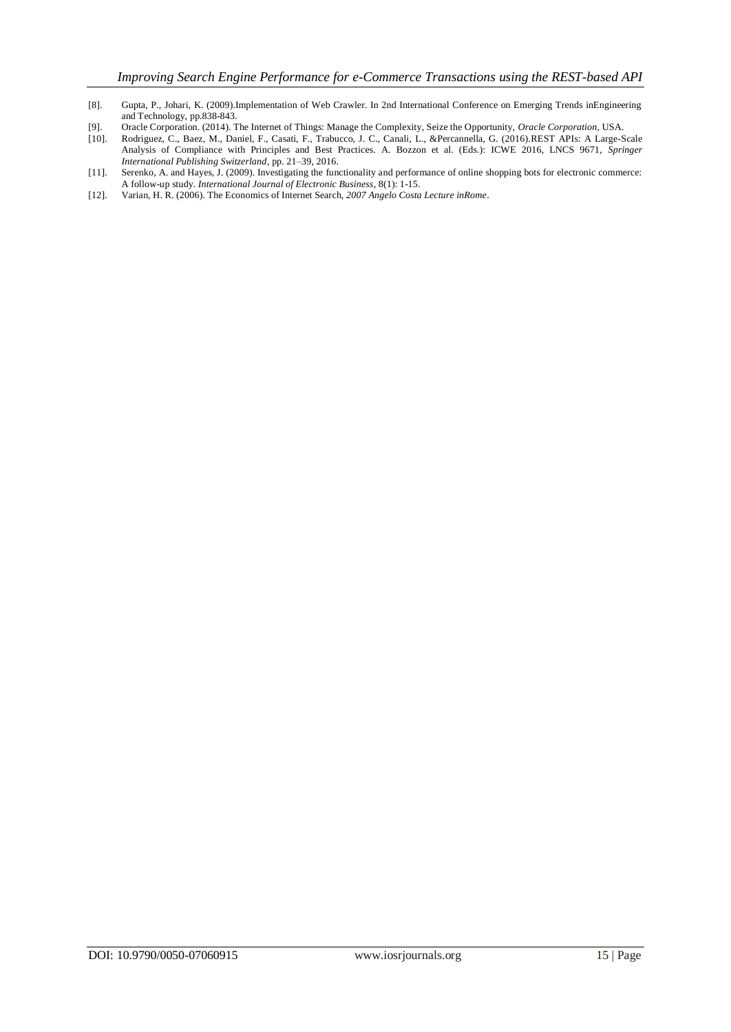[8]. Gupta, P., Johari, K. (2009).Implementation of Web Crawler. In 2nd International Conference on Emerging Trends inEngineering and Technology, pp.838-843.

[9]. Oracle Corporation. (2014). The Internet of Things: Manage the Complexity, Seize the Opportunity, *Oracle Corporation*, USA.

[10]. Rodriguez, C., Baez, M., Daniel, F., Casati, F., Trabucco, J. C., Canali, L., &Percannella, G. (2016).REST APIs: A Large-Scale Analysis of Compliance with Principles and Best Practices. A. Bozzon et al. (Eds.): ICWE 2016, LNCS 9671, *Springer International Publishing Switzerland*, pp. 21–39, 2016.

[11]. Serenko, A. and Hayes, J. (2009). Investigating the functionality and performance of online shopping bots for electronic commerce: A follow-up study. *International Journal of Electronic Business*, 8(1): 1-15.

[12]. Varian, H. R. (2006). The Economics of Internet Search, *2007 Angelo Costa Lecture inRome*.